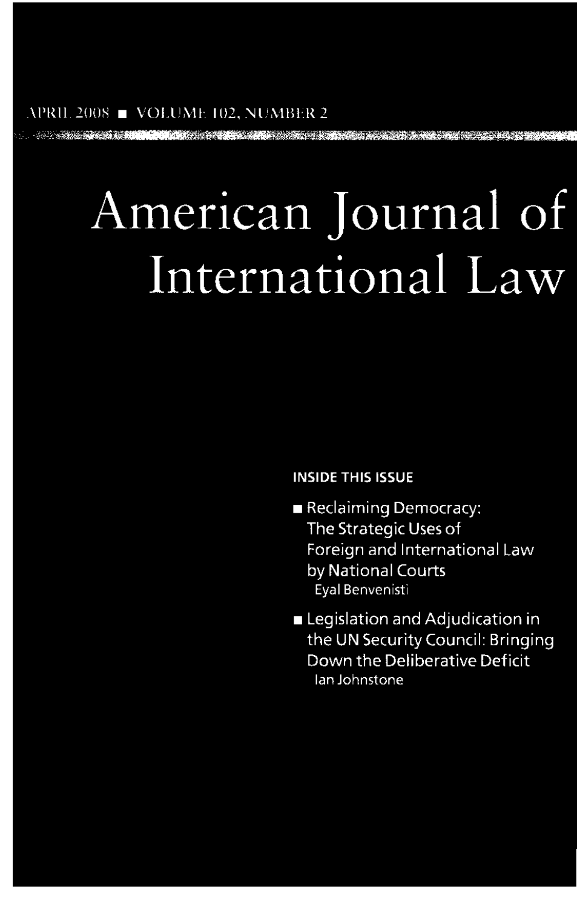APRIL 2008 ■ VOLUME 102, NUMBER 2

# American Journal of International Law

**INSIDE THIS ISSUE**

- Reclaiming Democracy: The Strategic Uses of Foreign and International Law by National Courts
  Eyal Benvenisti
- Legislation and Adjudication in the UN Security Council: Bringing Down the Deliberative Deficit
  Ian Johnstone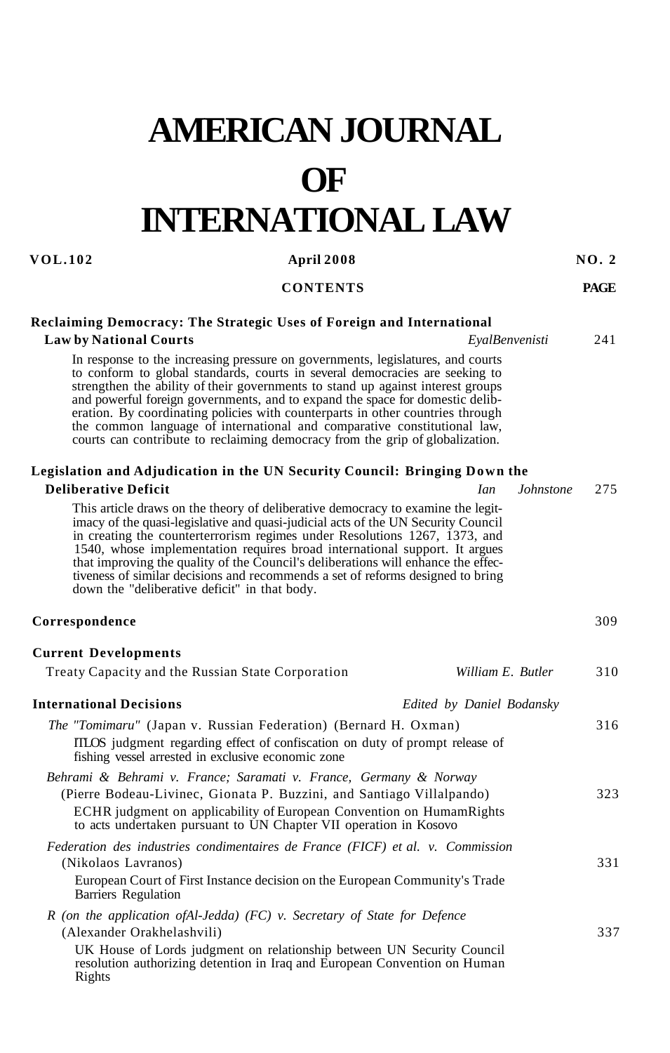# AMERICAN JOURNAL OF INTERNATIONAL LAW

VOL. 102 | April 2008 | NO. 2

CONTENTS | PAGE

**Reclaiming Democracy: The Strategic Uses of Foreign and International Law by National Courts** — *Eyal Benvenisti* — 241

In response to the increasing pressure on governments, legislatures, and courts to conform to global standards, courts in several democracies are seeking to strengthen the ability of their governments to stand up against interest groups and powerful foreign governments, and to expand the space for domestic deliberation. By coordinating policies with counterparts in other countries through the common language of international and comparative constitutional law, courts can contribute to reclaiming democracy from the grip of globalization.

**Legislation and Adjudication in the UN Security Council: Bringing Down the Deliberative Deficit** — *Ian Johnstone* — 275

This article draws on the theory of deliberative democracy to examine the legitimacy of the quasi-legislative and quasi-judicial acts of the UN Security Council in creating the counterterrorism regimes under Resolutions 1267, 1373, and 1540, whose implementation requires broad international support. It argues that improving the quality of the Council's deliberations will enhance the effectiveness of similar decisions and recommends a set of reforms designed to bring down the "deliberative deficit" in that body.

**Correspondence** — 309

**Current Developments**

Treaty Capacity and the Russian State Corporation — *William E. Butler* — 310

**International Decisions** — *Edited by Daniel Bodansky*

*The "Tomimaru"* (Japan v. Russian Federation) (Bernard H. Oxman) — 316

ITLOS judgment regarding effect of confiscation on duty of prompt release of fishing vessel arrested in exclusive economic zone

*Behrami & Behrami v. France; Saramati v. France, Germany & Norway* (Pierre Bodeau-Livinec, Gionata P. Buzzini, and Santiago Villalpando) — 323

ECHR judgment on applicability of European Convention on HumamRights to acts undertaken pursuant to UN Chapter VII operation in Kosovo

*Federation des industries condimentaires de France (FICF) et al. v. Commission* (Nikolaos Lavranos) — 331

European Court of First Instance decision on the European Community's Trade Barriers Regulation

*R (on the application of Al-Jedda) (FC) v. Secretary of State for Defence* (Alexander Orakhelashvili) — 337

UK House of Lords judgment on relationship between UN Security Council resolution authorizing detention in Iraq and European Convention on Human Rights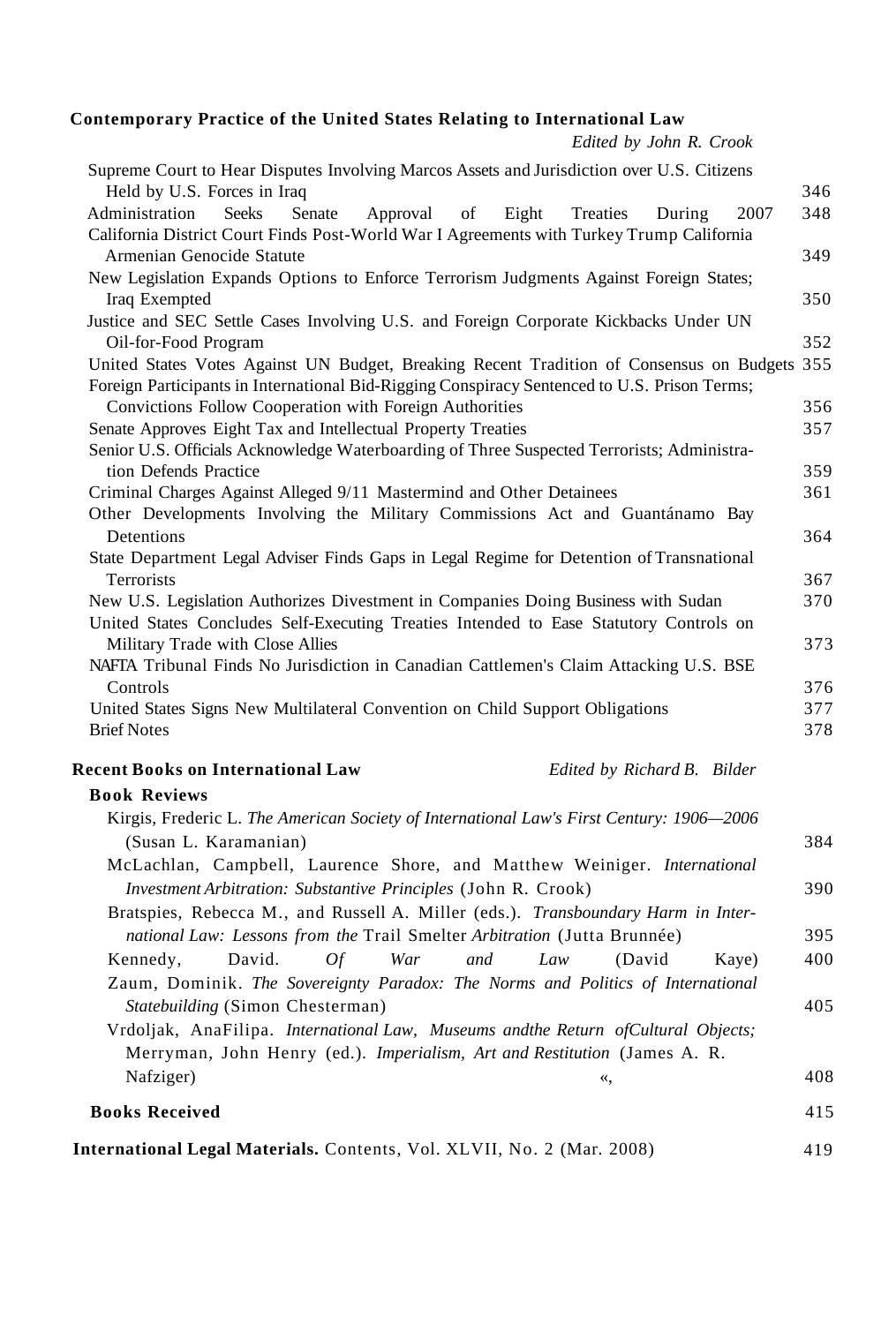## Contemporary Practice of the United States Relating to International Law

*Edited by John R. Crook*

| | |
|---|---|
| Supreme Court to Hear Disputes Involving Marcos Assets and Jurisdiction over U.S. Citizens Held by U.S. Forces in Iraq | 346 |
| Administration Seeks Senate Approval of Eight Treaties During 2007 | 348 |
| California District Court Finds Post-World War I Agreements with Turkey Trump California Armenian Genocide Statute | 349 |
| New Legislation Expands Options to Enforce Terrorism Judgments Against Foreign States; Iraq Exempted | 350 |
| Justice and SEC Settle Cases Involving U.S. and Foreign Corporate Kickbacks Under UN Oil-for-Food Program | 352 |
| United States Votes Against UN Budget, Breaking Recent Tradition of Consensus on Budgets | 355 |
| Foreign Participants in International Bid-Rigging Conspiracy Sentenced to U.S. Prison Terms; Convictions Follow Cooperation with Foreign Authorities | 356 |
| Senate Approves Eight Tax and Intellectual Property Treaties | 357 |
| Senior U.S. Officials Acknowledge Waterboarding of Three Suspected Terrorists; Administration Defends Practice | 359 |
| Criminal Charges Against Alleged 9/11 Mastermind and Other Detainees | 361 |
| Other Developments Involving the Military Commissions Act and Guantánamo Bay Detentions | 364 |
| State Department Legal Adviser Finds Gaps in Legal Regime for Detention of Transnational Terrorists | 367 |
| New U.S. Legislation Authorizes Divestment in Companies Doing Business with Sudan | 370 |
| United States Concludes Self-Executing Treaties Intended to Ease Statutory Controls on Military Trade with Close Allies | 373 |
| NAFTA Tribunal Finds No Jurisdiction in Canadian Cattlemen's Claim Attacking U.S. BSE Controls | 376 |
| United States Signs New Multilateral Convention on Child Support Obligations | 377 |
| Brief Notes | 378 |

## Recent Books on International Law

*Edited by Richard B. Bilder*

### Book Reviews

| | |
|---|---|
| Kirgis, Frederic L. *The American Society of International Law's First Century: 1906—2006* (Susan L. Karamanian) | 384 |
| McLachlan, Campbell, Laurence Shore, and Matthew Weiniger. *International Investment Arbitration: Substantive Principles* (John R. Crook) | 390 |
| Bratspies, Rebecca M., and Russell A. Miller (eds.). *Transboundary Harm in International Law: Lessons from the* Trail Smelter *Arbitration* (Jutta Brunnée) | 395 |
| Kennedy, David. *Of War and Law* (David Kaye) | 400 |
| Zaum, Dominik. *The Sovereignty Paradox: The Norms and Politics of International Statebuilding* (Simon Chesterman) | 405 |
| Vrdoljak, AnaFilipa. *International Law, Museums andthe Return ofCultural Objects;* Merryman, John Henry (ed.). *Imperialism, Art and Restitution* (James A. R. Nafziger) | 408 |

**Books Received** 415

**International Legal Materials.** Contents, Vol. XLVII, No. 2 (Mar. 2008) 419